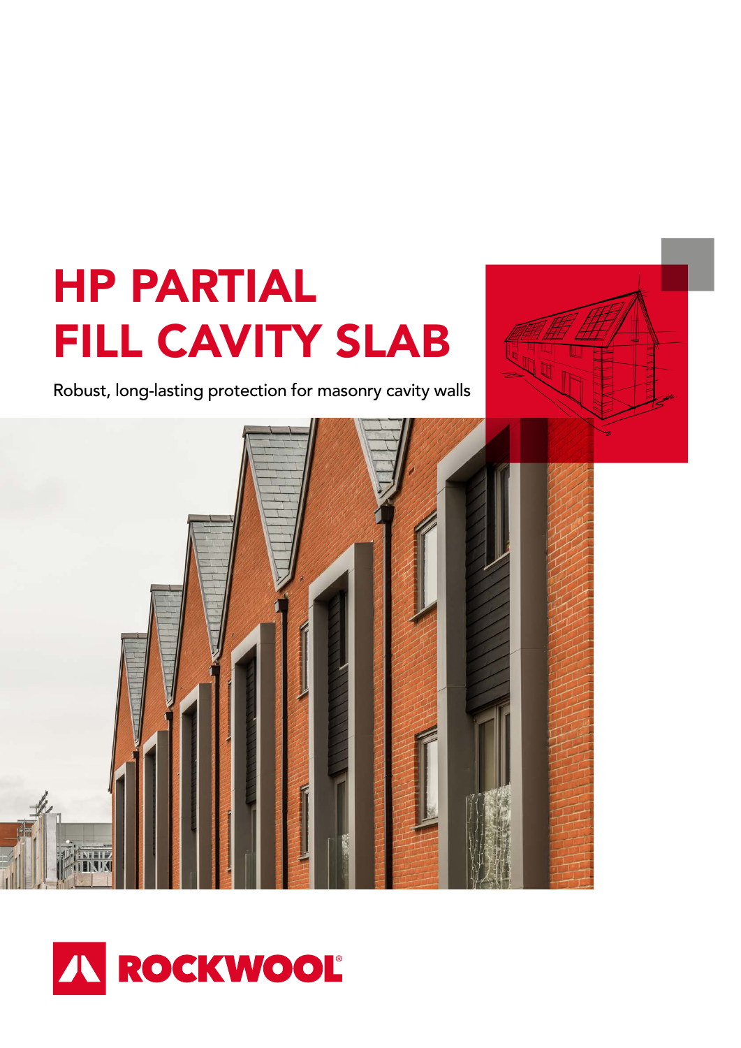# HP PARTIAL FILL CAVITY SLAB

Robust, long-lasting protection for masonry cavity walls

ROCKWOOL®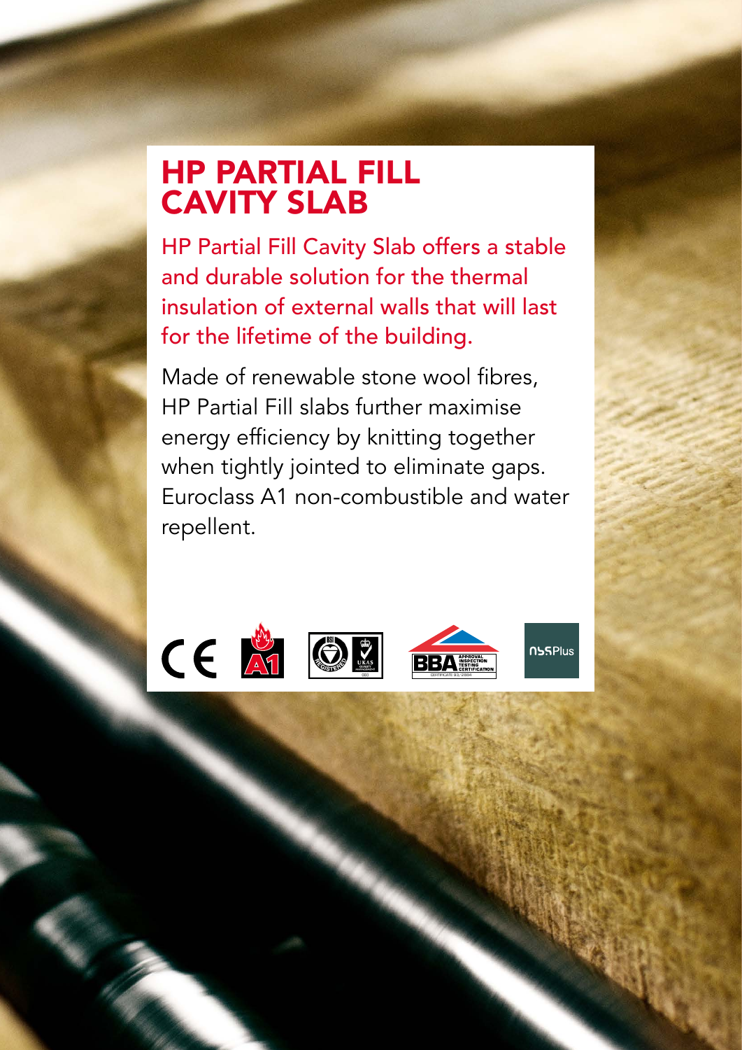# HP PARTIAL FILL CAVITY SLAB

HP Partial Fill Cavity Slab offers a stable and durable solution for the thermal insulation of external walls that will last for the lifetime of the building.

Made of renewable stone wool fibres, HP Partial Fill slabs further maximise energy efficiency by knitting together when tightly jointed to eliminate gaps. Euroclass A1 non-combustible and water repellent.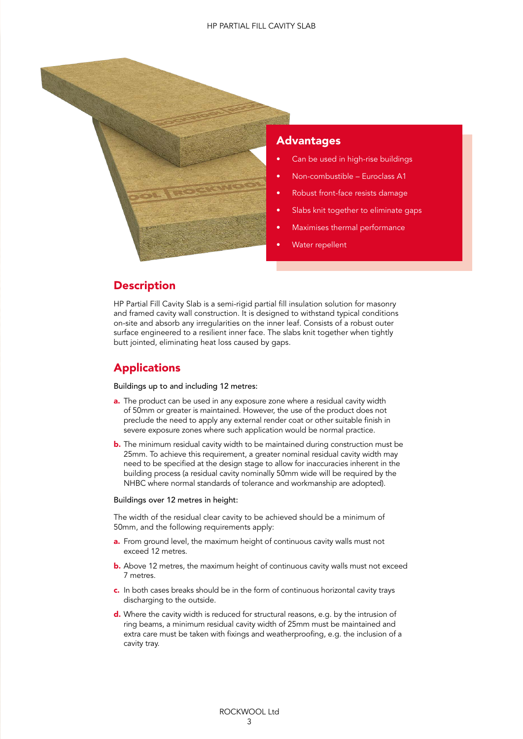## Advantages

- Can be used in high-rise buildings
- Non-combustible – Euroclass A1
- Robust front-face resists damage
- Slabs knit together to eliminate gaps
- Maximises thermal performance
- Water repellent

## Description

HP Partial Fill Cavity Slab is a semi-rigid partial fill insulation solution for masonry and framed cavity wall construction. It is designed to withstand typical conditions on-site and absorb any irregularities on the inner leaf. Consists of a robust outer surface engineered to a resilient inner face. The slabs knit together when tightly butt jointed, eliminating heat loss caused by gaps.

## Applications

Buildings up to and including 12 metres:

**a.** The product can be used in any exposure zone where a residual cavity width of 50mm or greater is maintained. However, the use of the product does not preclude the need to apply any external render coat or other suitable finish in severe exposure zones where such application would be normal practice.

**b.** The minimum residual cavity width to be maintained during construction must be 25mm. To achieve this requirement, a greater nominal residual cavity width may need to be specified at the design stage to allow for inaccuracies inherent in the building process (a residual cavity nominally 50mm wide will be required by the NHBC where normal standards of tolerance and workmanship are adopted).

Buildings over 12 metres in height:

The width of the residual clear cavity to be achieved should be a minimum of 50mm, and the following requirements apply:

**a.** From ground level, the maximum height of continuous cavity walls must not exceed 12 metres.

**b.** Above 12 metres, the maximum height of continuous cavity walls must not exceed 7 metres.

**c.** In both cases breaks should be in the form of continuous horizontal cavity trays discharging to the outside.

**d.** Where the cavity width is reduced for structural reasons, e.g. by the intrusion of ring beams, a minimum residual cavity width of 25mm must be maintained and extra care must be taken with fixings and weatherproofing, e.g. the inclusion of a cavity tray.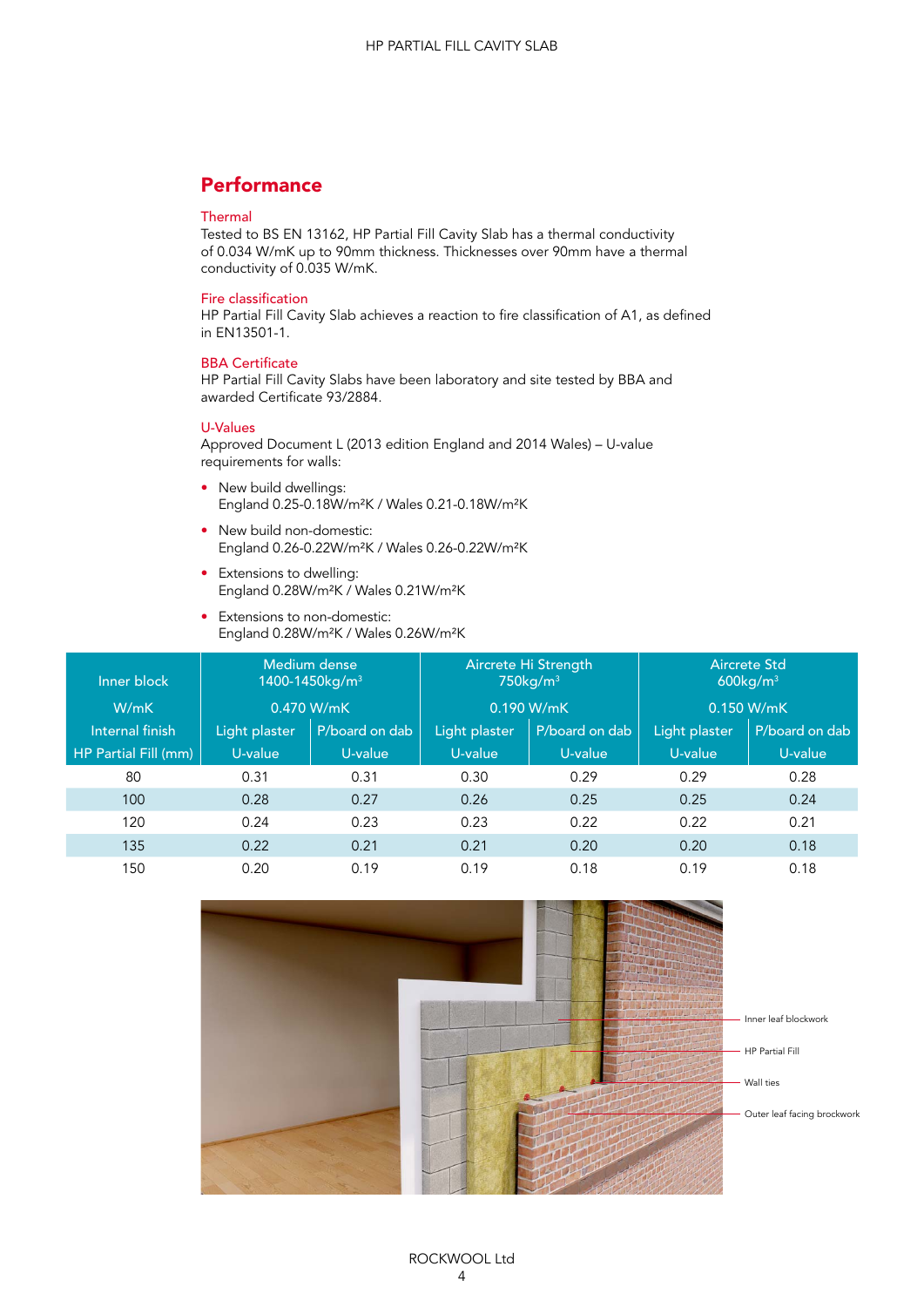## Performance

### Thermal

Tested to BS EN 13162, HP Partial Fill Cavity Slab has a thermal conductivity of 0.034 W/mK up to 90mm thickness. Thicknesses over 90mm have a thermal conductivity of 0.035 W/mK.

### Fire classification

HP Partial Fill Cavity Slab achieves a reaction to fire classification of A1, as defined in EN13501-1.

### BBA Certificate

HP Partial Fill Cavity Slabs have been laboratory and site tested by BBA and awarded Certificate 93/2884.

### U-Values

Approved Document L (2013 edition England and 2014 Wales) – U-value requirements for walls:

- New build dwellings:
  England 0.25-0.18W/m²K / Wales 0.21-0.18W/m²K
- New build non-domestic:
  England 0.26-0.22W/m²K / Wales 0.26-0.22W/m²K
- Extensions to dwelling:
  England 0.28W/m²K / Wales 0.21W/m²K
- Extensions to non-domestic:
  England 0.28W/m²K / Wales 0.26W/m²K

| Inner block | Medium dense 1400-1450kg/m³ | | Aircrete Hi Strength 750kg/m³ | | Aircrete Std 600kg/m³ | |
|---|---|---|---|---|---|---|
| W/mK | 0.470 W/mK | | 0.190 W/mK | | 0.150 W/mK | |
| Internal finish | Light plaster | P/board on dab | Light plaster | P/board on dab | Light plaster | P/board on dab |
| HP Partial Fill (mm) | U-value | U-value | U-value | U-value | U-value | U-value |
| 80 | 0.31 | 0.31 | 0.30 | 0.29 | 0.29 | 0.28 |
| 100 | 0.28 | 0.27 | 0.26 | 0.25 | 0.25 | 0.24 |
| 120 | 0.24 | 0.23 | 0.23 | 0.22 | 0.22 | 0.21 |
| 135 | 0.22 | 0.21 | 0.21 | 0.20 | 0.20 | 0.18 |
| 150 | 0.20 | 0.19 | 0.19 | 0.18 | 0.19 | 0.18 |

Inner leaf blockwork

HP Partial Fill

Wall ties

Outer leaf facing brockwork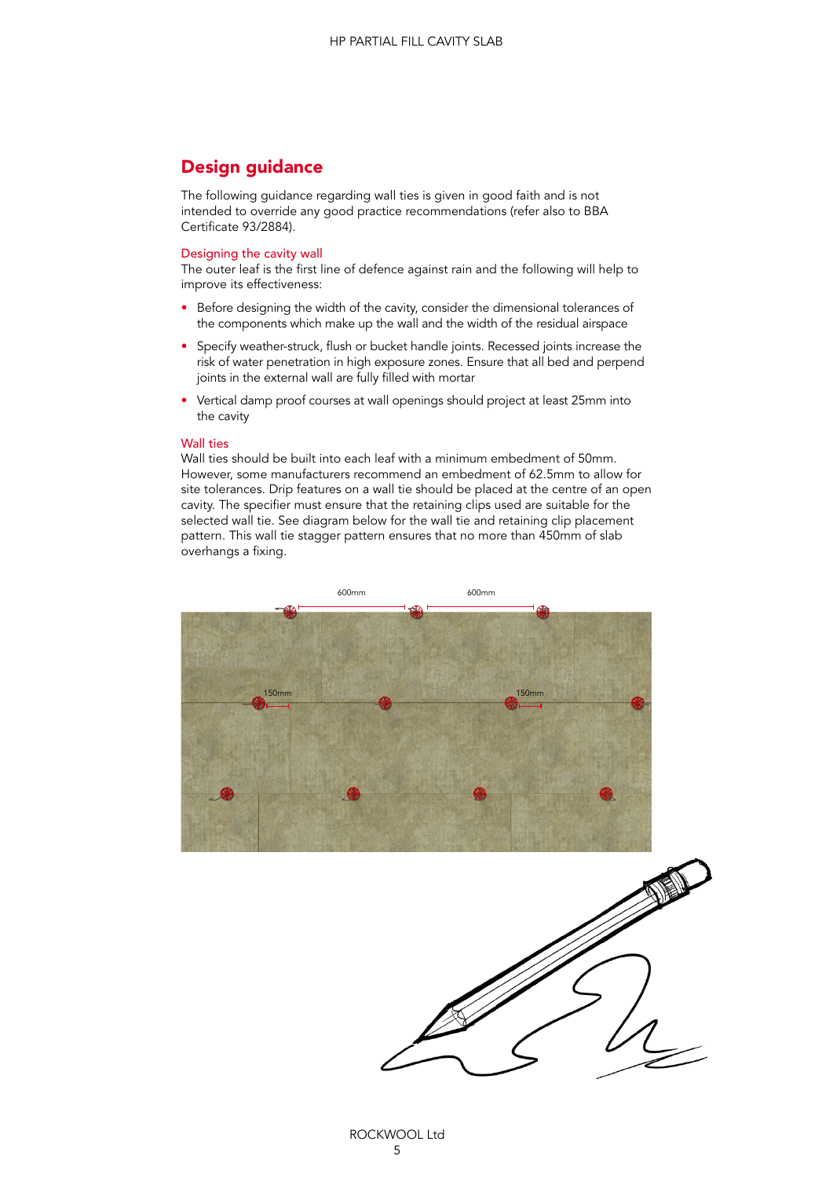## Design guidance

The following guidance regarding wall ties is given in good faith and is not intended to override any good practice recommendations (refer also to BBA Certificate 93/2884).

### Designing the cavity wall

The outer leaf is the first line of defence against rain and the following will help to improve its effectiveness:

- Before designing the width of the cavity, consider the dimensional tolerances of the components which make up the wall and the width of the residual airspace
- Specify weather-struck, flush or bucket handle joints. Recessed joints increase the risk of water penetration in high exposure zones. Ensure that all bed and perpend joints in the external wall are fully filled with mortar
- Vertical damp proof courses at wall openings should project at least 25mm into the cavity

### Wall ties

Wall ties should be built into each leaf with a minimum embedment of 50mm. However, some manufacturers recommend an embedment of 62.5mm to allow for site tolerances. Drip features on a wall tie should be placed at the centre of an open cavity. The specifier must ensure that the retaining clips used are suitable for the selected wall tie. See diagram below for the wall tie and retaining clip placement pattern. This wall tie stagger pattern ensures that no more than 450mm of slab overhangs a fixing.

600mm 600mm

150mm 150mm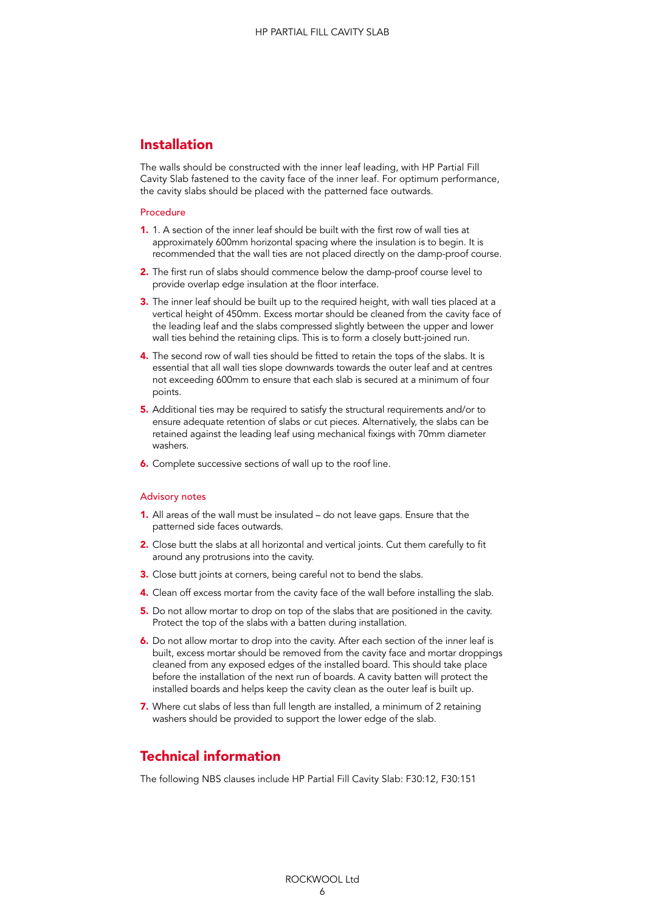## Installation

The walls should be constructed with the inner leaf leading, with HP Partial Fill Cavity Slab fastened to the cavity face of the inner leaf. For optimum performance, the cavity slabs should be placed with the patterned face outwards.

### Procedure

1. 1. A section of the inner leaf should be built with the first row of wall ties at approximately 600mm horizontal spacing where the insulation is to begin. It is recommended that the wall ties are not placed directly on the damp-proof course.
2. The first run of slabs should commence below the damp-proof course level to provide overlap edge insulation at the floor interface.
3. The inner leaf should be built up to the required height, with wall ties placed at a vertical height of 450mm. Excess mortar should be cleaned from the cavity face of the leading leaf and the slabs compressed slightly between the upper and lower wall ties behind the retaining clips. This is to form a closely butt-joined run.
4. The second row of wall ties should be fitted to retain the tops of the slabs. It is essential that all wall ties slope downwards towards the outer leaf and at centres not exceeding 600mm to ensure that each slab is secured at a minimum of four points.
5. Additional ties may be required to satisfy the structural requirements and/or to ensure adequate retention of slabs or cut pieces. Alternatively, the slabs can be retained against the leading leaf using mechanical fixings with 70mm diameter washers.
6. Complete successive sections of wall up to the roof line.

### Advisory notes

1. All areas of the wall must be insulated – do not leave gaps. Ensure that the patterned side faces outwards.
2. Close butt the slabs at all horizontal and vertical joints. Cut them carefully to fit around any protrusions into the cavity.
3. Close butt joints at corners, being careful not to bend the slabs.
4. Clean off excess mortar from the cavity face of the wall before installing the slab.
5. Do not allow mortar to drop on top of the slabs that are positioned in the cavity. Protect the top of the slabs with a batten during installation.
6. Do not allow mortar to drop into the cavity. After each section of the inner leaf is built, excess mortar should be removed from the cavity face and mortar droppings cleaned from any exposed edges of the installed board. This should take place before the installation of the next run of boards. A cavity batten will protect the installed boards and helps keep the cavity clean as the outer leaf is built up.
7. Where cut slabs of less than full length are installed, a minimum of 2 retaining washers should be provided to support the lower edge of the slab.

## Technical information

The following NBS clauses include HP Partial Fill Cavity Slab: F30:12, F30:151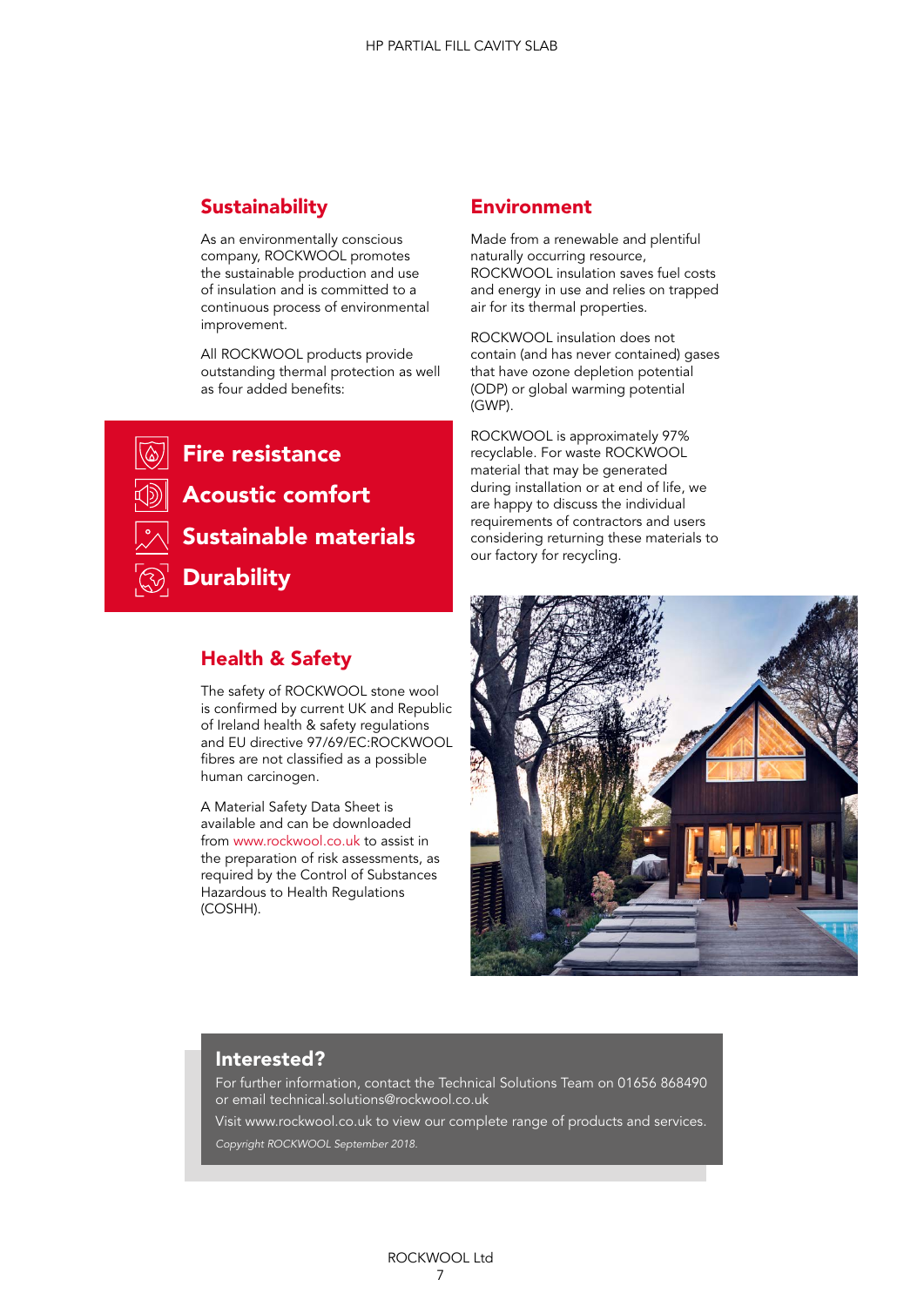## Sustainability

As an environmentally conscious company, ROCKWOOL promotes the sustainable production and use of insulation and is committed to a continuous process of environmental improvement.

All ROCKWOOL products provide outstanding thermal protection as well as four added benefits:

- **Fire resistance**
- **Acoustic comfort**
- **Sustainable materials**
- **Durability**

## Health & Safety

The safety of ROCKWOOL stone wool is confirmed by current UK and Republic of Ireland health & safety regulations and EU directive 97/69/EC:ROCKWOOL fibres are not classified as a possible human carcinogen.

A Material Safety Data Sheet is available and can be downloaded from www.rockwool.co.uk to assist in the preparation of risk assessments, as required by the Control of Substances Hazardous to Health Regulations (COSHH).

## Environment

Made from a renewable and plentiful naturally occurring resource, ROCKWOOL insulation saves fuel costs and energy in use and relies on trapped air for its thermal properties.

ROCKWOOL insulation does not contain (and has never contained) gases that have ozone depletion potential (ODP) or global warming potential (GWP).

ROCKWOOL is approximately 97% recyclable. For waste ROCKWOOL material that may be generated during installation or at end of life, we are happy to discuss the individual requirements of contractors and users considering returning these materials to our factory for recycling.

## Interested?

For further information, contact the Technical Solutions Team on 01656 868490 or email technical.solutions@rockwool.co.uk

Visit www.rockwool.co.uk to view our complete range of products and services.

*Copyright ROCKWOOL September 2018.*

ROCKWOOL Ltd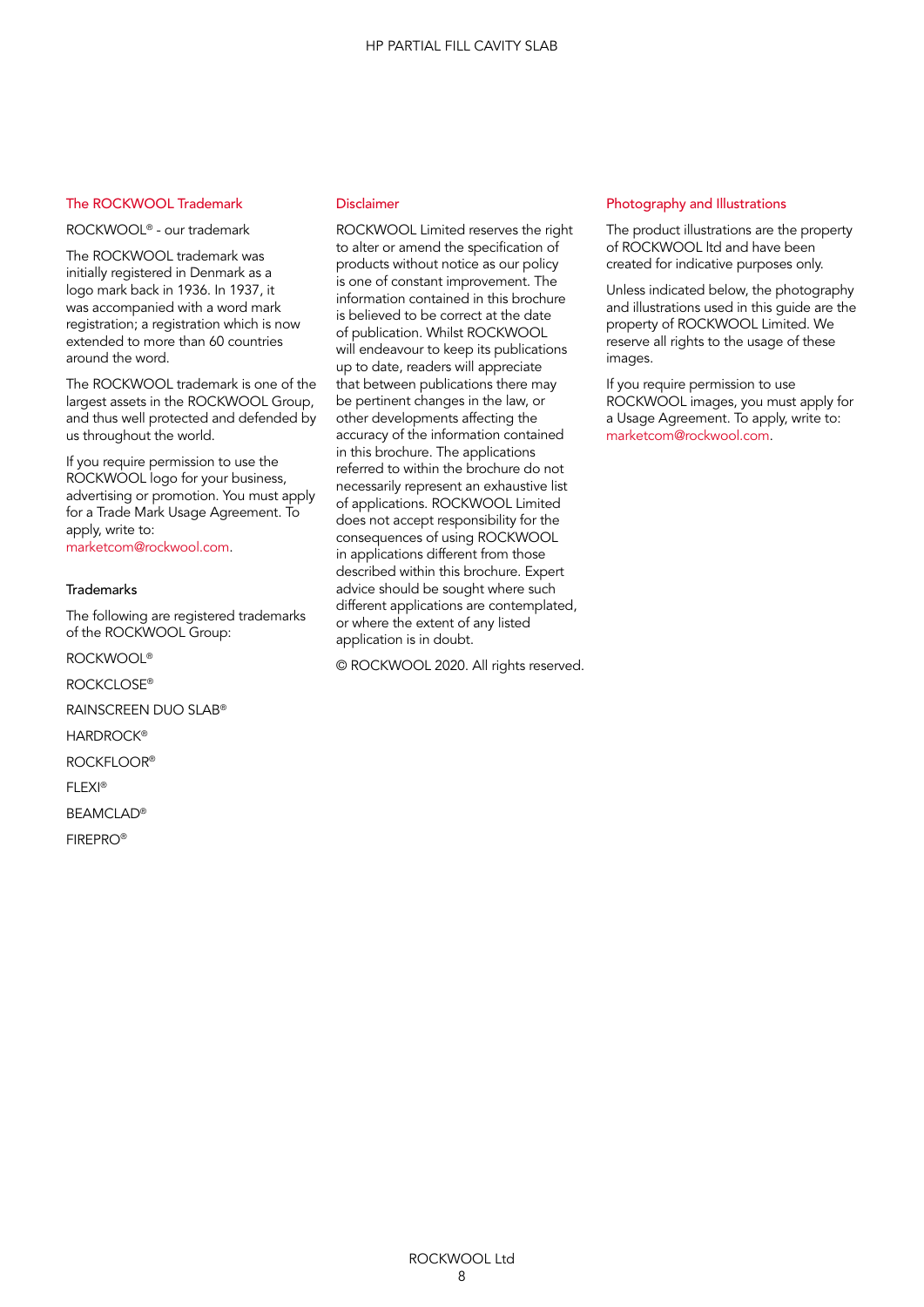## The ROCKWOOL Trademark

ROCKWOOL® - our trademark

The ROCKWOOL trademark was initially registered in Denmark as a logo mark back in 1936. In 1937, it was accompanied with a word mark registration; a registration which is now extended to more than 60 countries around the word.

The ROCKWOOL trademark is one of the largest assets in the ROCKWOOL Group, and thus well protected and defended by us throughout the world.

If you require permission to use the ROCKWOOL logo for your business, advertising or promotion. You must apply for a Trade Mark Usage Agreement. To apply, write to: marketcom@rockwool.com.

### Trademarks

The following are registered trademarks of the ROCKWOOL Group:

ROCKWOOL®

ROCKCLOSE®

RAINSCREEN DUO SLAB®

HARDROCK®

ROCKFLOOR®

FLEXI®

BEAMCLAD®

FIREPRO®

## Disclaimer

ROCKWOOL Limited reserves the right to alter or amend the specification of products without notice as our policy is one of constant improvement. The information contained in this brochure is believed to be correct at the date of publication. Whilst ROCKWOOL will endeavour to keep its publications up to date, readers will appreciate that between publications there may be pertinent changes in the law, or other developments affecting the accuracy of the information contained in this brochure. The applications referred to within the brochure do not necessarily represent an exhaustive list of applications. ROCKWOOL Limited does not accept responsibility for the consequences of using ROCKWOOL in applications different from those described within this brochure. Expert advice should be sought where such different applications are contemplated, or where the extent of any listed application is in doubt.

© ROCKWOOL 2020. All rights reserved.

## Photography and Illustrations

The product illustrations are the property of ROCKWOOL ltd and have been created for indicative purposes only.

Unless indicated below, the photography and illustrations used in this guide are the property of ROCKWOOL Limited. We reserve all rights to the usage of these images.

If you require permission to use ROCKWOOL images, you must apply for a Usage Agreement. To apply, write to: marketcom@rockwool.com.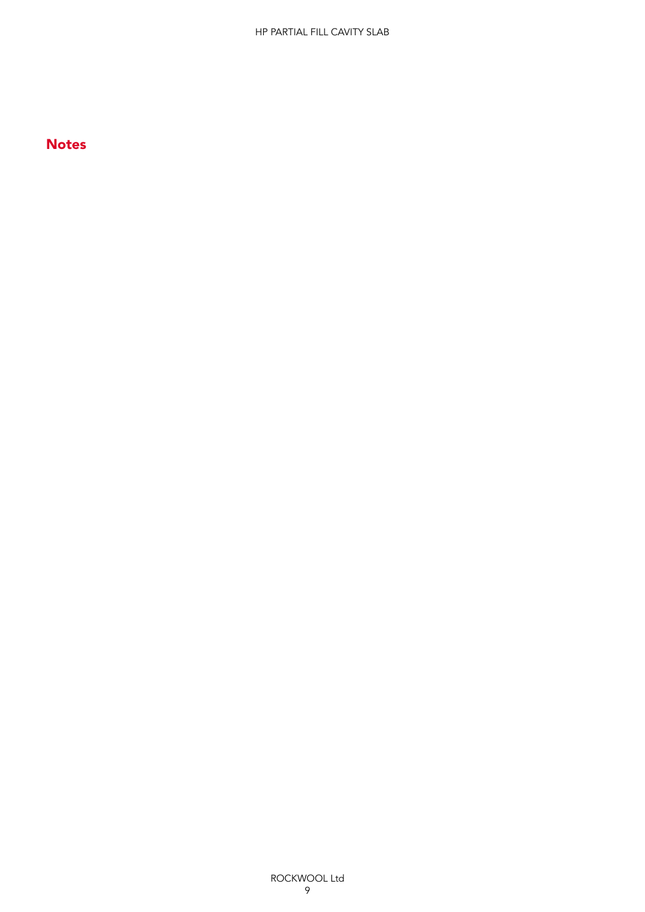## Notes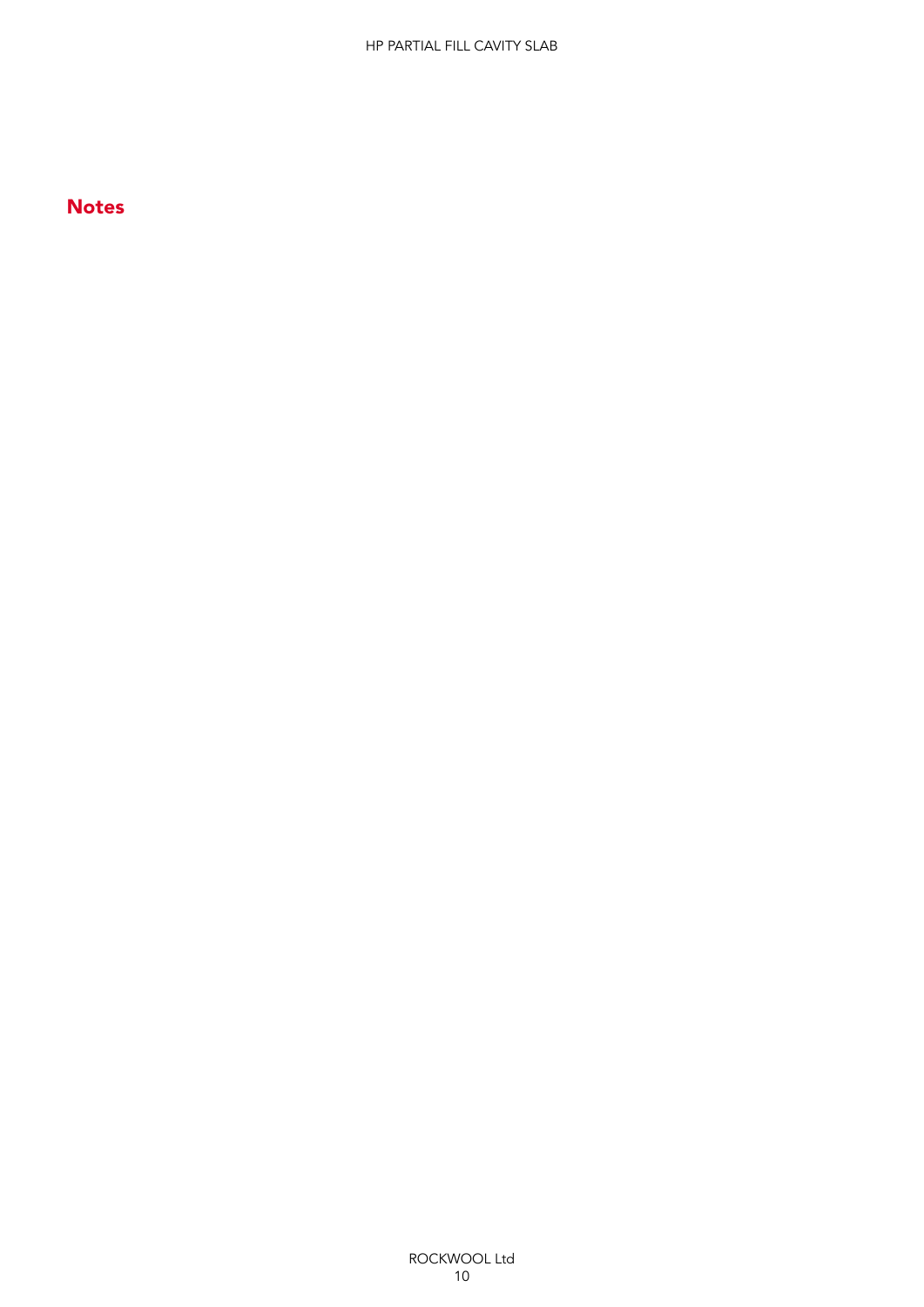## Notes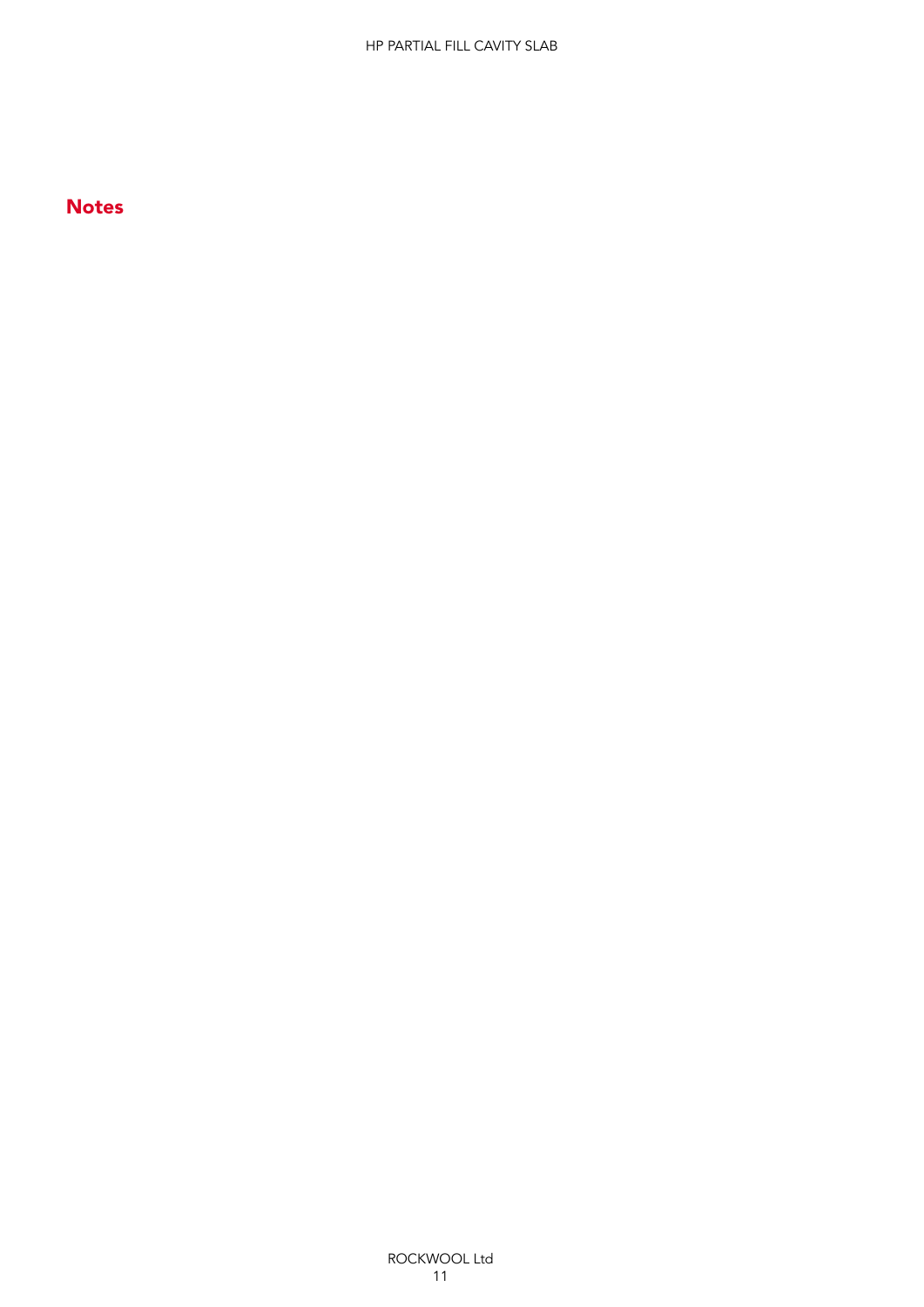## Notes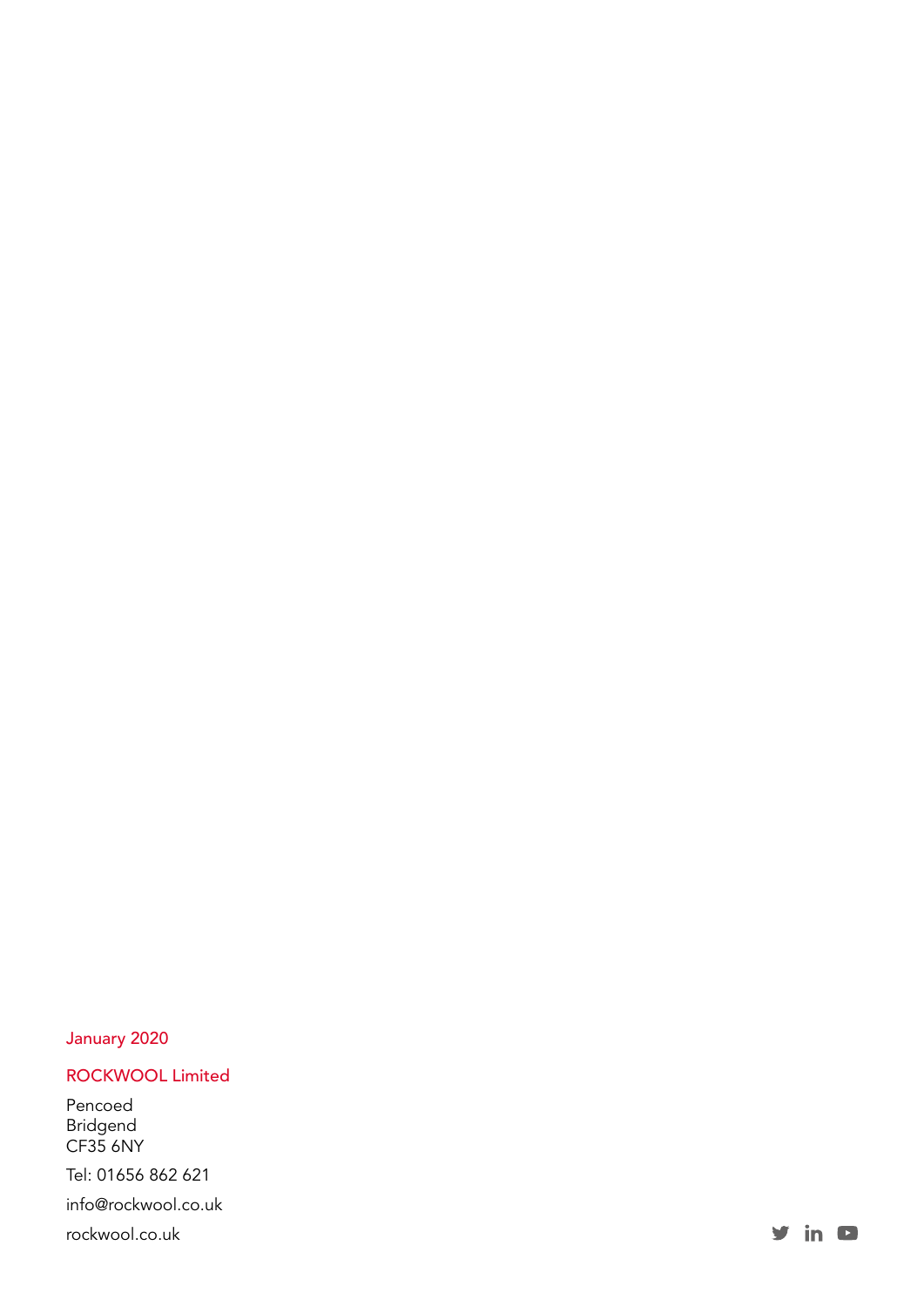January 2020

ROCKWOOL Limited

Pencoed
Bridgend
CF35 6NY

Tel: 01656 862 621

info@rockwool.co.uk

rockwool.co.uk